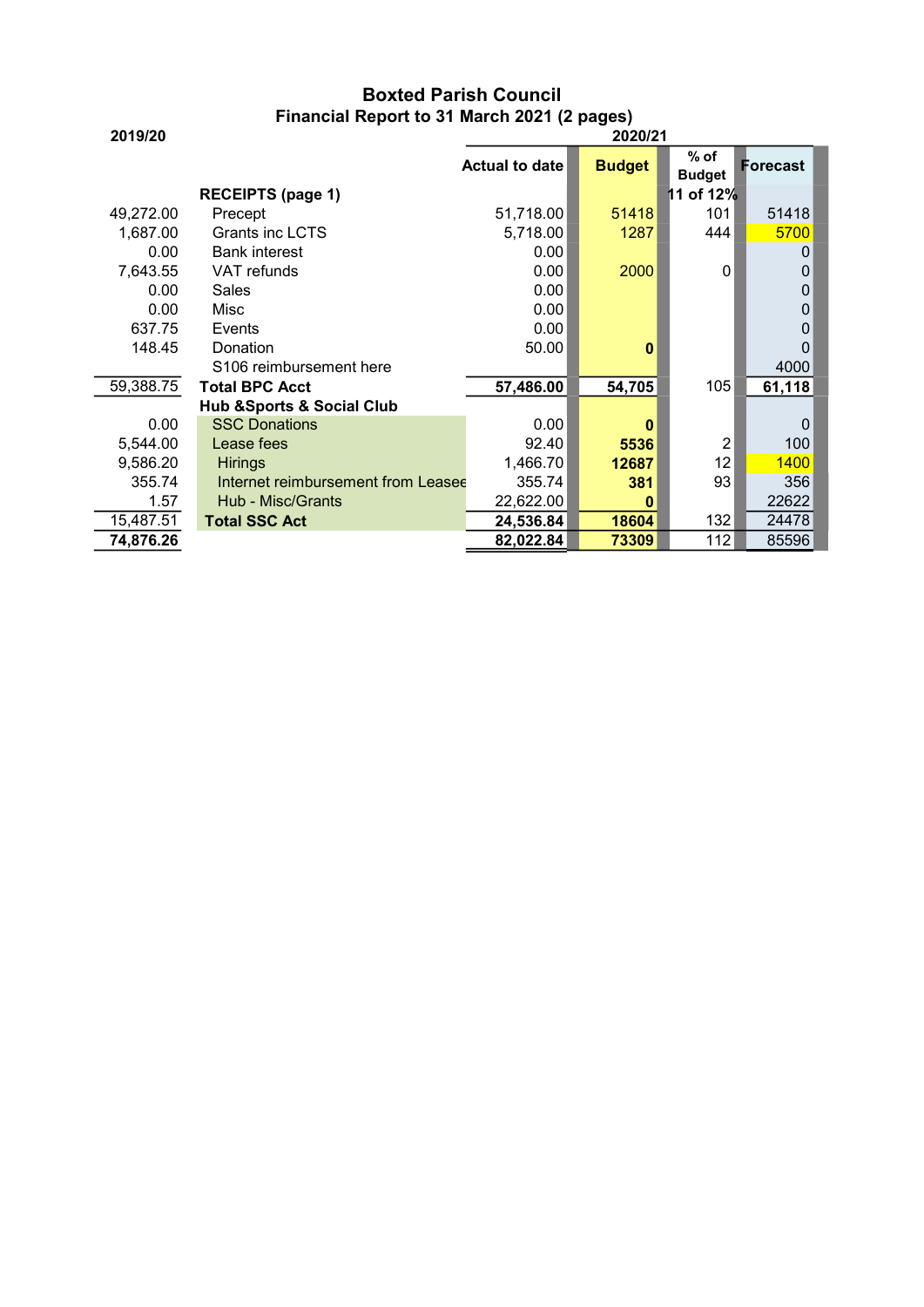# Boxted Parish Council

## Financial Report to 31 March 2021 (2 pages)

| 2019/20 | | 2020/21 | | | |
|---|---|---|---|---|---|
| | | Actual to date | Budget | % of Budget | Forecast |
| | **RECEIPTS (page 1)** | | | 11 of 12% | |
| 49,272.00 | Precept | 51,718.00 | 51418 | 101 | 51418 |
| 1,687.00 | Grants inc LCTS | 5,718.00 | 1287 | 444 | 5700 |
| 0.00 | Bank interest | 0.00 | | | 0 |
| 7,643.55 | VAT refunds | 0.00 | 2000 | 0 | 0 |
| 0.00 | Sales | 0.00 | | | 0 |
| 0.00 | Misc | 0.00 | | | 0 |
| 637.75 | Events | 0.00 | | | 0 |
| 148.45 | Donation | 50.00 | **0** | | 0 |
| | S106 reimbursement here | | | | 4000 |
| 59,388.75 | **Total BPC Acct** | **57,486.00** | **54,705** | 105 | **61,118** |
| | **Hub &Sports & Social Club** | | | | |
| 0.00 | SSC Donations | 0.00 | **0** | | 0 |
| 5,544.00 | Lease fees | 92.40 | **5536** | 2 | 100 |
| 9,586.20 | Hirings | 1,466.70 | **12687** | 12 | 1400 |
| 355.74 | Internet reimbursement from Leasee | 355.74 | **381** | 93 | 356 |
| 1.57 | Hub - Misc/Grants | 22,622.00 | **0** | | 22622 |
| 15,487.51 | **Total SSC Act** | **24,536.84** | **18604** | 132 | 24478 |
| **74,876.26** | | **82,022.84** | **73309** | 112 | 85596 |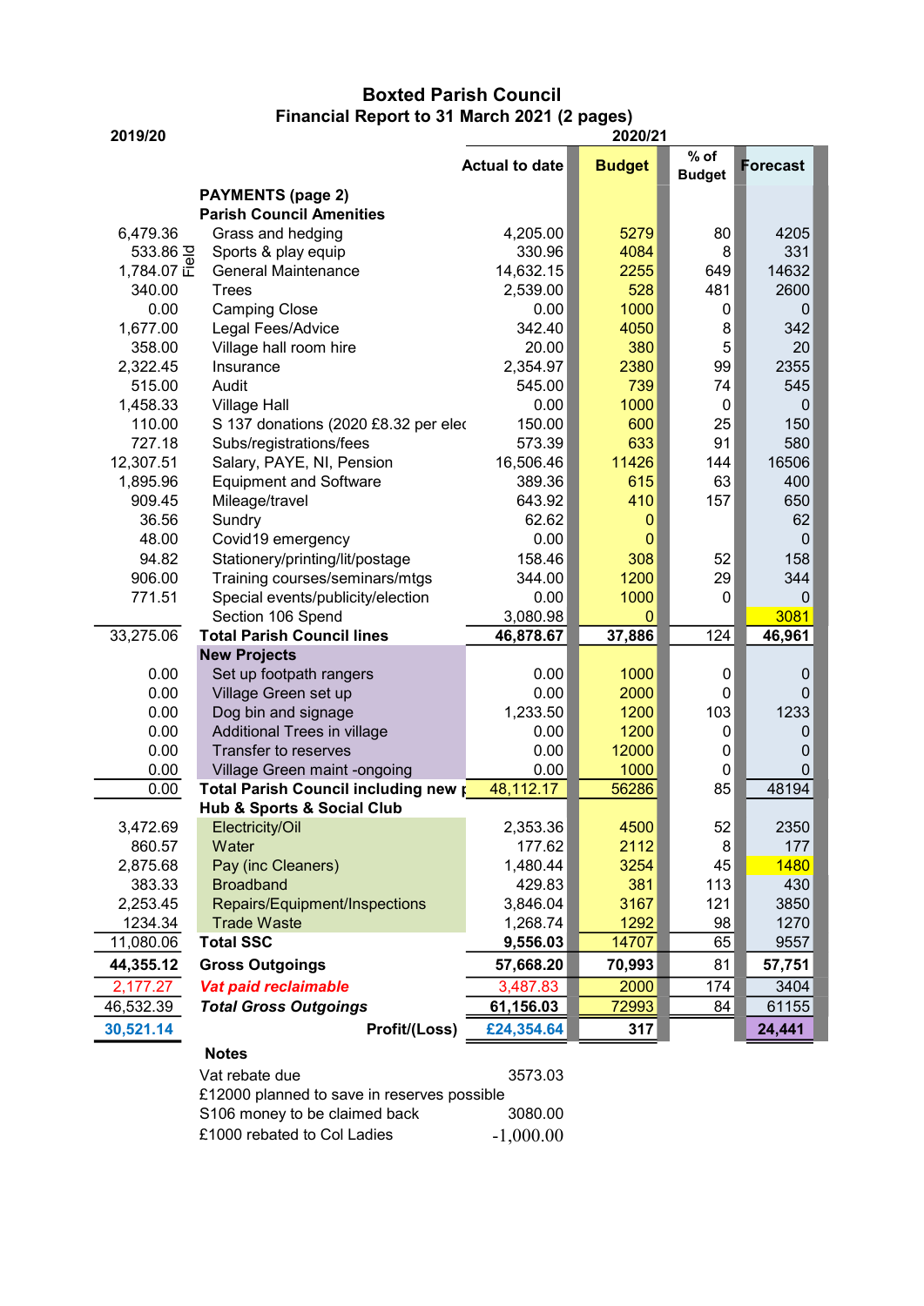# Boxted Parish Council

## Financial Report to 31 March 2021 (2 pages)

| 2019/20 | | 2020/21 Actual to date | Budget | % of Budget | Forecast |
|---|---|---|---|---|---|
| | **PAYMENTS (page 2)** | | | | |
| | **Parish Council Amenities** | | | | |
| 6,479.36 | Grass and hedging | 4,205.00 | 5279 | 80 | 4205 |
| 533.86 | Field Sports & play equip | 330.96 | 4084 | 8 | 331 |
| 1,784.07 | General Maintenance | 14,632.15 | 2255 | 649 | 14632 |
| 340.00 | Trees | 2,539.00 | 528 | 481 | 2600 |
| 0.00 | Camping Close | 0.00 | 1000 | 0 | 0 |
| 1,677.00 | Legal Fees/Advice | 342.40 | 4050 | 8 | 342 |
| 358.00 | Village hall room hire | 20.00 | 380 | 5 | 20 |
| 2,322.45 | Insurance | 2,354.97 | 2380 | 99 | 2355 |
| 515.00 | Audit | 545.00 | 739 | 74 | 545 |
| 1,458.33 | Village Hall | 0.00 | 1000 | 0 | 0 |
| 110.00 | S 137 donations (2020 £8.32 per elec | 150.00 | 600 | 25 | 150 |
| 727.18 | Subs/registrations/fees | 573.39 | 633 | 91 | 580 |
| 12,307.51 | Salary, PAYE, NI, Pension | 16,506.46 | 11426 | 144 | 16506 |
| 1,895.96 | Equipment and Software | 389.36 | 615 | 63 | 400 |
| 909.45 | Mileage/travel | 643.92 | 410 | 157 | 650 |
| 36.56 | Sundry | 62.62 | 0 | | 62 |
| 48.00 | Covid19 emergency | 0.00 | 0 | | 0 |
| 94.82 | Stationery/printing/lit/postage | 158.46 | 308 | 52 | 158 |
| 906.00 | Training courses/seminars/mtgs | 344.00 | 1200 | 29 | 344 |
| 771.51 | Special events/publicity/election | 0.00 | 1000 | 0 | 0 |
| | Section 106 Spend | 3,080.98 | 0 | | 3081 |
| 33,275.06 | **Total Parish Council lines** | **46,878.67** | **37,886** | 124 | **46,961** |
| | **New Projects** | | | | |
| 0.00 | Set up footpath rangers | 0.00 | 1000 | 0 | 0 |
| 0.00 | Village Green set up | 0.00 | 2000 | 0 | 0 |
| 0.00 | Dog bin and signage | 1,233.50 | 1200 | 103 | 1233 |
| 0.00 | Additional Trees in village | 0.00 | 1200 | 0 | 0 |
| 0.00 | Transfer to reserves | 0.00 | 12000 | 0 | 0 |
| 0.00 | Village Green maint -ongoing | 0.00 | 1000 | 0 | 0 |
| 0.00 | **Total Parish Council including new p** | 48,112.17 | 56286 | 85 | 48194 |
| | **Hub & Sports & Social Club** | | | | |
| 3,472.69 | Electricity/Oil | 2,353.36 | 4500 | 52 | 2350 |
| 860.57 | Water | 177.62 | 2112 | 8 | 177 |
| 2,875.68 | Pay (inc Cleaners) | 1,480.44 | 3254 | 45 | 1480 |
| 383.33 | Broadband | 429.83 | 381 | 113 | 430 |
| 2,253.45 | Repairs/Equipment/Inspections | 3,846.04 | 3167 | 121 | 3850 |
| 1234.34 | Trade Waste | 1,268.74 | 1292 | 98 | 1270 |
| 11,080.06 | **Total SSC** | **9,556.03** | 14707 | 65 | 9557 |
| **44,355.12** | **Gross Outgoings** | **57,668.20** | **70,993** | 81 | **57,751** |
| 2,177.27 | ***Vat paid reclaimable*** | 3,487.83 | 2000 | 174 | 3404 |
| 46,532.39 | ***Total Gross Outgoings*** | **61,156.03** | 72993 | 84 | 61155 |
| **30,521.14** | **Profit/(Loss)** | **£24,354.64** | **317** | | **24,441** |

**Notes**

| | |
|---|---|
| Vat rebate due | 3573.03 |
| £12000 planned to save in reserves possible | |
| S106 money to be claimed back | 3080.00 |
| £1000 rebated to Col Ladies | -1,000.00 |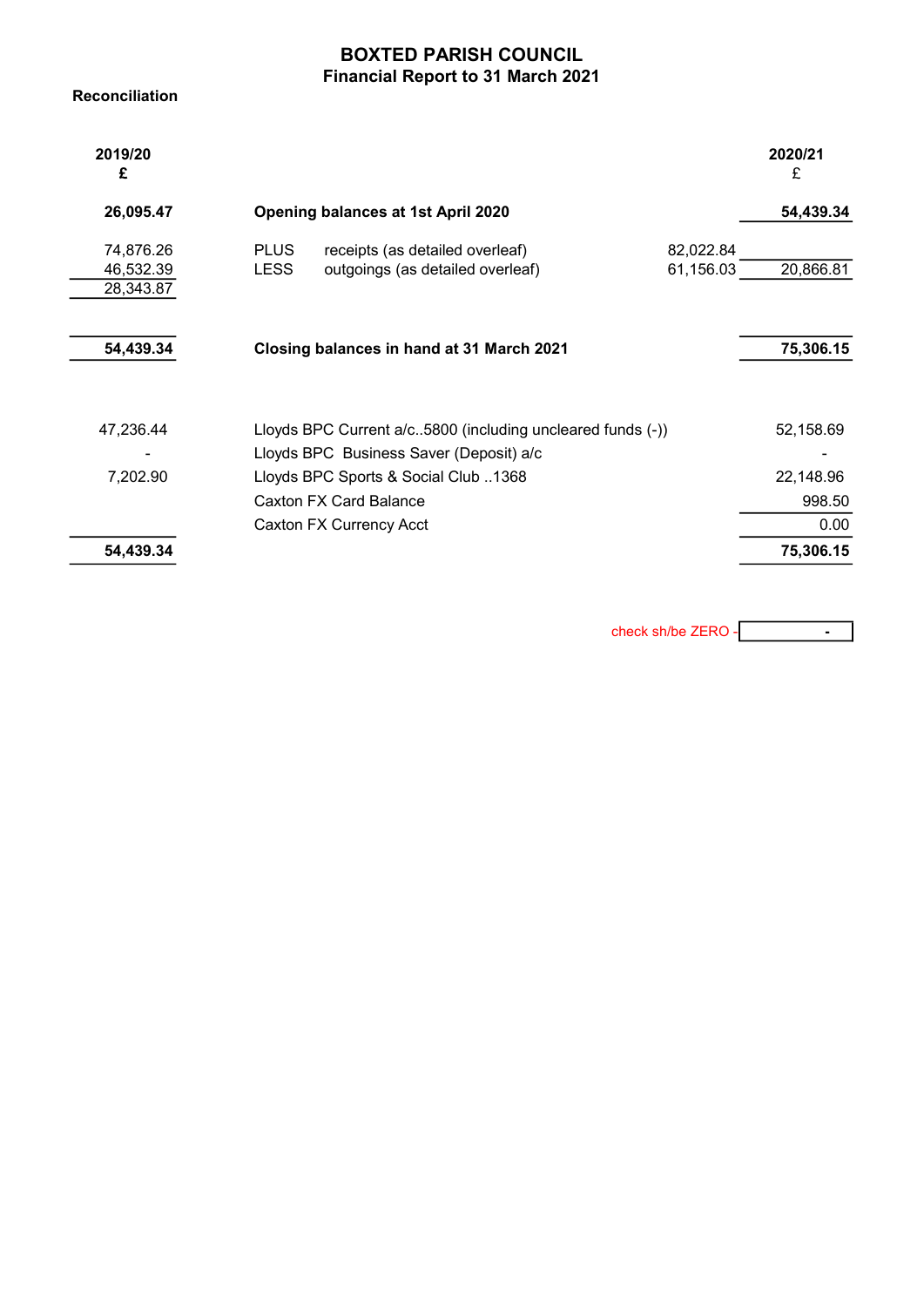# BOXTED PARISH COUNCIL

## Financial Report to 31 March 2021

### Reconciliation

| 2019/20 £ | | | | 2020/21 £ |
|---|---|---|---|---|
| **26,095.47** | **Opening balances at 1st April 2020** | | | **54,439.34** |
| 74,876.26 | PLUS | receipts (as detailed overleaf) | 82,022.84 | |
| 46,532.39 | LESS | outgoings (as detailed overleaf) | 61,156.03 | 20,866.81 |
| 28,343.87 | | | | |
| **54,439.34** | **Closing balances in hand at 31 March 2021** | | | **75,306.15** |
| 47,236.44 | Lloyds BPC Current a/c..5800 (including uncleared funds (-)) | | | 52,158.69 |
| - | Lloyds BPC Business Saver (Deposit) a/c | | | - |
| 7,202.90 | Lloyds BPC Sports & Social Club ..1368 | | | 22,148.96 |
| | Caxton FX Card Balance | | | 998.50 |
| | Caxton FX Currency Acct | | | 0.00 |
| **54,439.34** | | | | **75,306.15** |

check sh/be ZERO - | -